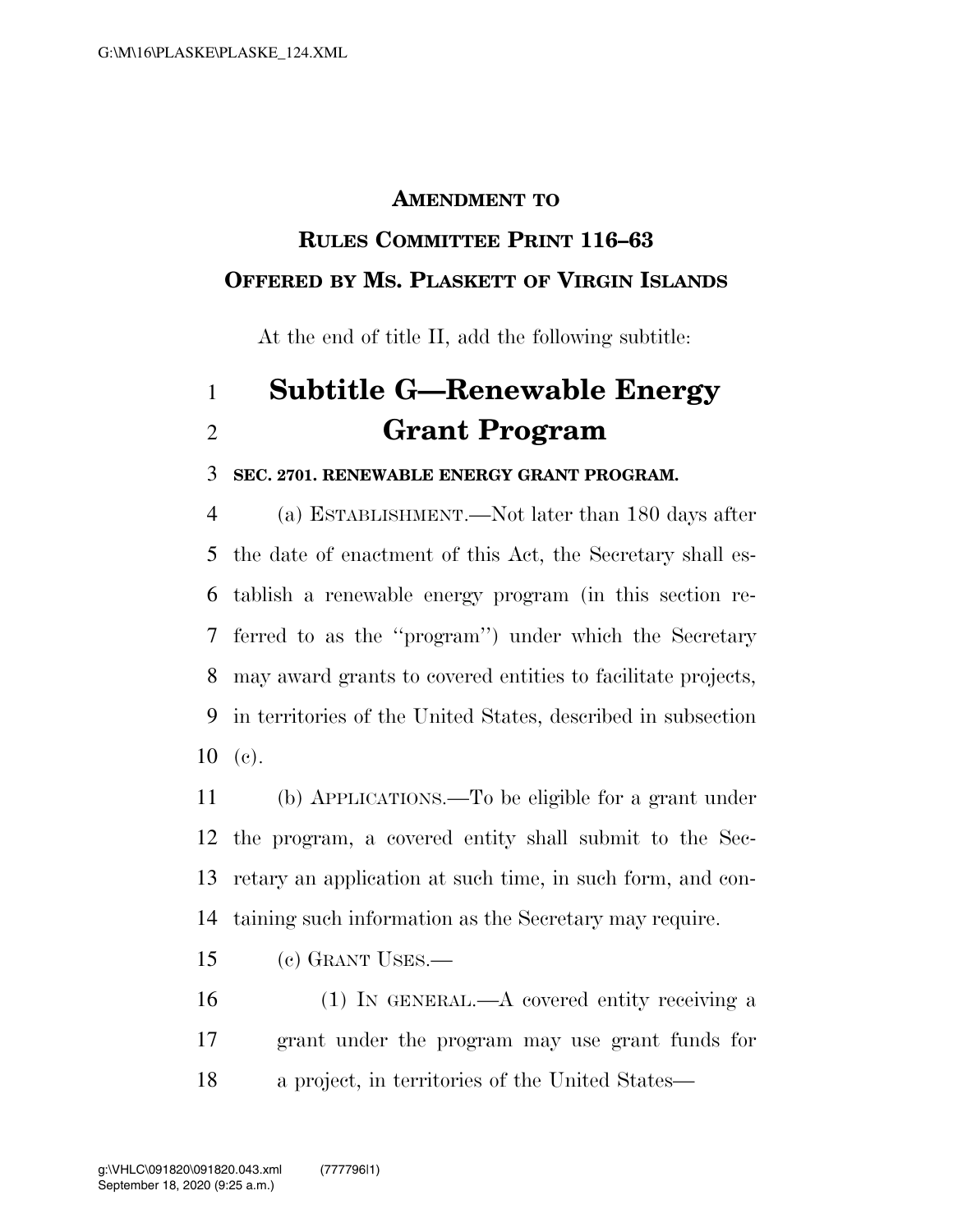**AMENDMENT TO**

**RULES COMMITTEE PRINT 116–63**

**OFFERED BY MS. PLASKETT OF VIRGIN ISLANDS**

At the end of title II, add the following subtitle:

# Subtitle G—Renewable Energy Grant Program

**SEC. 2701. RENEWABLE ENERGY GRANT PROGRAM.**

(a) ESTABLISHMENT.—Not later than 180 days after the date of enactment of this Act, the Secretary shall establish a renewable energy program (in this section referred to as the ''program'') under which the Secretary may award grants to covered entities to facilitate projects, in territories of the United States, described in subsection (c).

(b) APPLICATIONS.—To be eligible for a grant under the program, a covered entity shall submit to the Secretary an application at such time, in such form, and containing such information as the Secretary may require.

(c) GRANT USES.—

(1) IN GENERAL.—A covered entity receiving a grant under the program may use grant funds for a project, in territories of the United States—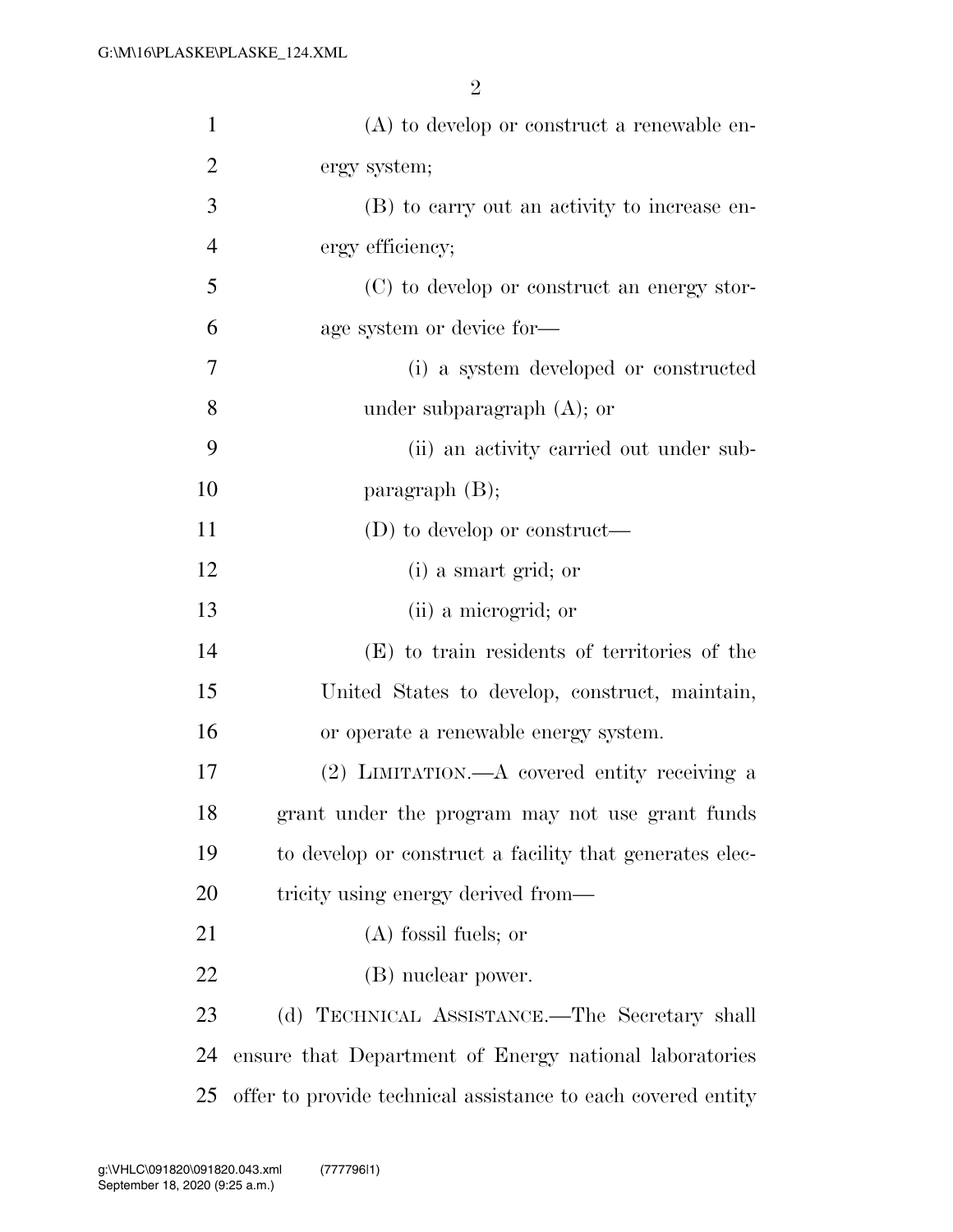(A) to develop or construct a renewable energy system;

(B) to carry out an activity to increase energy efficiency;

(C) to develop or construct an energy storage system or device for—

(i) a system developed or constructed under subparagraph (A); or

(ii) an activity carried out under subparagraph (B);

(D) to develop or construct—

(i) a smart grid; or

(ii) a microgrid; or

(E) to train residents of territories of the United States to develop, construct, maintain, or operate a renewable energy system.

(2) LIMITATION.—A covered entity receiving a grant under the program may not use grant funds to develop or construct a facility that generates electricity using energy derived from—

(A) fossil fuels; or

(B) nuclear power.

(d) TECHNICAL ASSISTANCE.—The Secretary shall ensure that Department of Energy national laboratories offer to provide technical assistance to each covered entity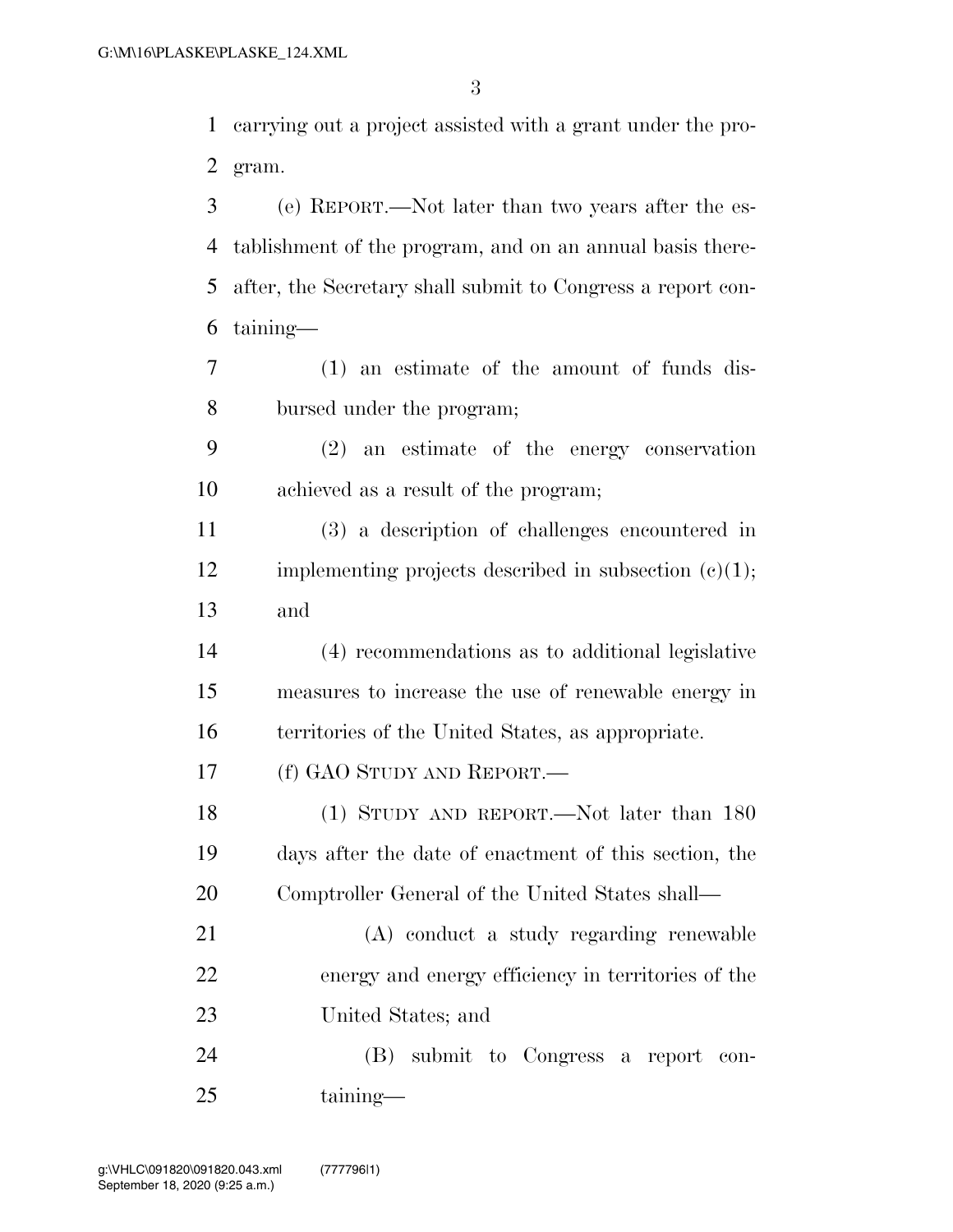carrying out a project assisted with a grant under the program.

(e) REPORT.—Not later than two years after the establishment of the program, and on an annual basis thereafter, the Secretary shall submit to Congress a report containing—

(1) an estimate of the amount of funds disbursed under the program;

(2) an estimate of the energy conservation achieved as a result of the program;

(3) a description of challenges encountered in implementing projects described in subsection (c)(1); and

(4) recommendations as to additional legislative measures to increase the use of renewable energy in territories of the United States, as appropriate.

(f) GAO STUDY AND REPORT.—

(1) STUDY AND REPORT.—Not later than 180 days after the date of enactment of this section, the Comptroller General of the United States shall—

(A) conduct a study regarding renewable energy and energy efficiency in territories of the United States; and

(B) submit to Congress a report containing—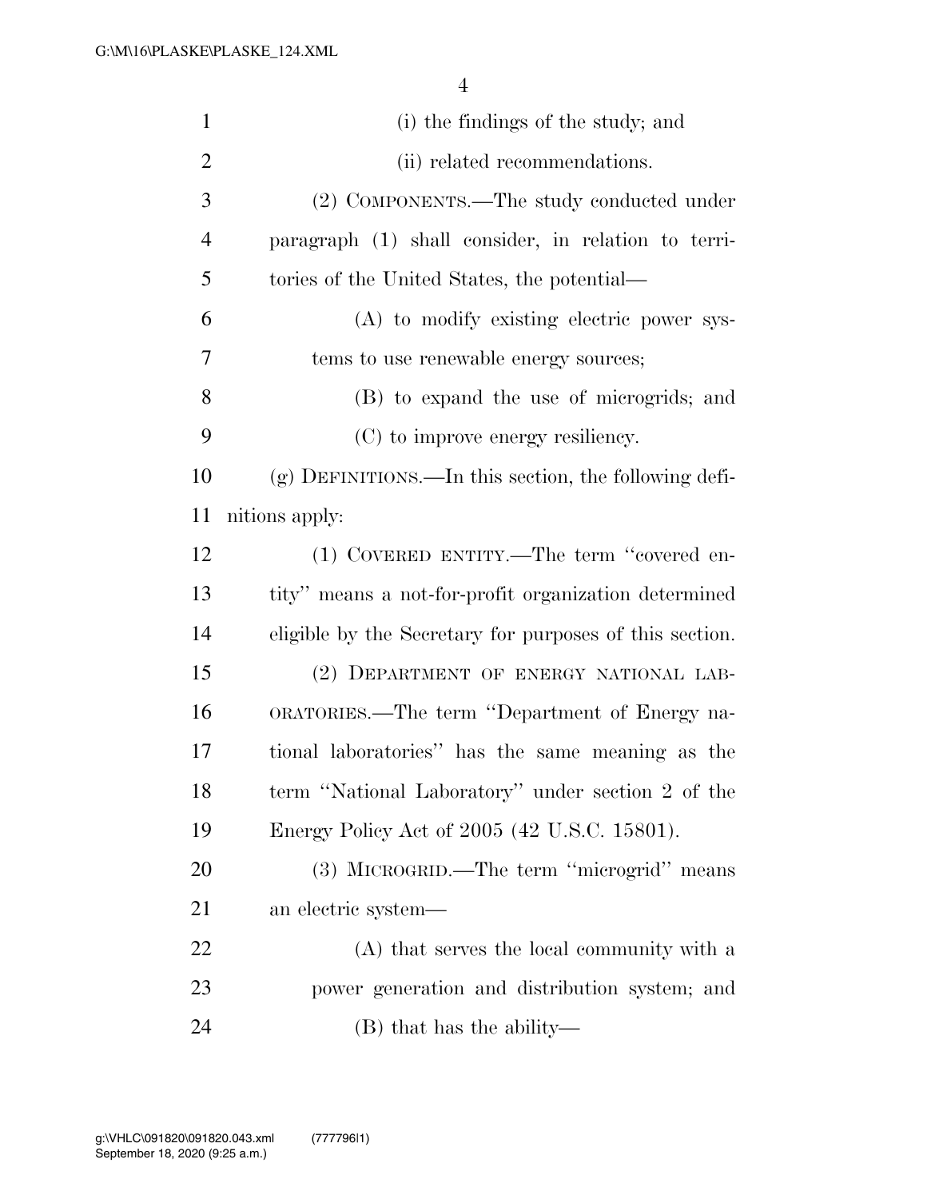(i) the findings of the study; and

(ii) related recommendations.

(2) COMPONENTS.—The study conducted under paragraph (1) shall consider, in relation to territories of the United States, the potential—

(A) to modify existing electric power systems to use renewable energy sources;

(B) to expand the use of microgrids; and

(C) to improve energy resiliency.

(g) DEFINITIONS.—In this section, the following definitions apply:

(1) COVERED ENTITY.—The term ''covered entity'' means a not-for-profit organization determined eligible by the Secretary for purposes of this section.

(2) DEPARTMENT OF ENERGY NATIONAL LABORATORIES.—The term ''Department of Energy national laboratories'' has the same meaning as the term ''National Laboratory'' under section 2 of the Energy Policy Act of 2005 (42 U.S.C. 15801).

(3) MICROGRID.—The term ''microgrid'' means an electric system—

(A) that serves the local community with a power generation and distribution system; and

(B) that has the ability—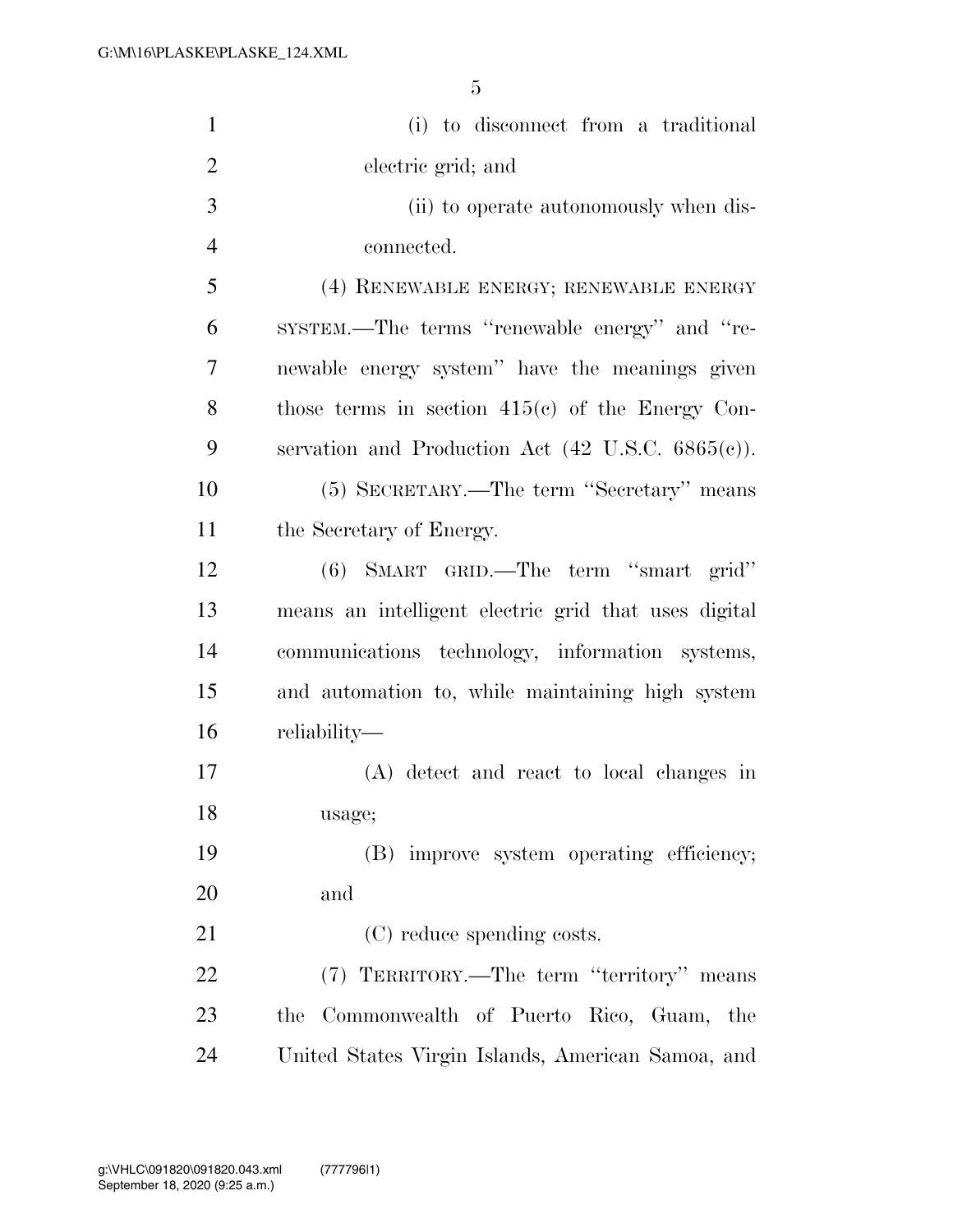(i) to disconnect from a traditional electric grid; and

(ii) to operate autonomously when disconnected.

(4) RENEWABLE ENERGY; RENEWABLE ENERGY SYSTEM.—The terms "renewable energy" and "renewable energy system" have the meanings given those terms in section 415(c) of the Energy Conservation and Production Act (42 U.S.C. 6865(c)).

(5) SECRETARY.—The term "Secretary" means the Secretary of Energy.

(6) SMART GRID.—The term "smart grid" means an intelligent electric grid that uses digital communications technology, information systems, and automation to, while maintaining high system reliability—

(A) detect and react to local changes in usage;

(B) improve system operating efficiency; and

(C) reduce spending costs.

(7) TERRITORY.—The term "territory" means the Commonwealth of Puerto Rico, Guam, the United States Virgin Islands, American Samoa, and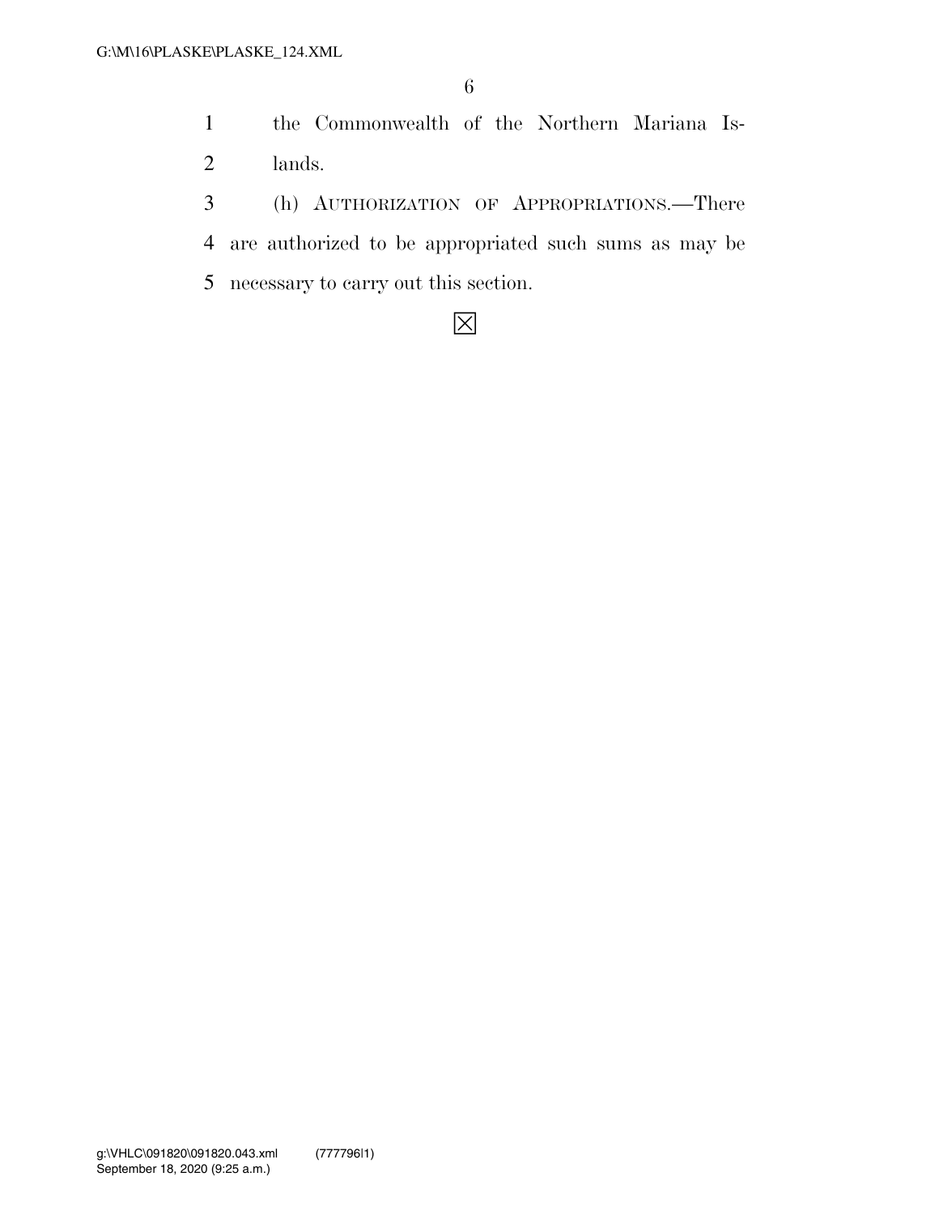the Commonwealth of the Northern Mariana Islands.

(h) AUTHORIZATION OF APPROPRIATIONS.—There are authorized to be appropriated such sums as may be necessary to carry out this section.